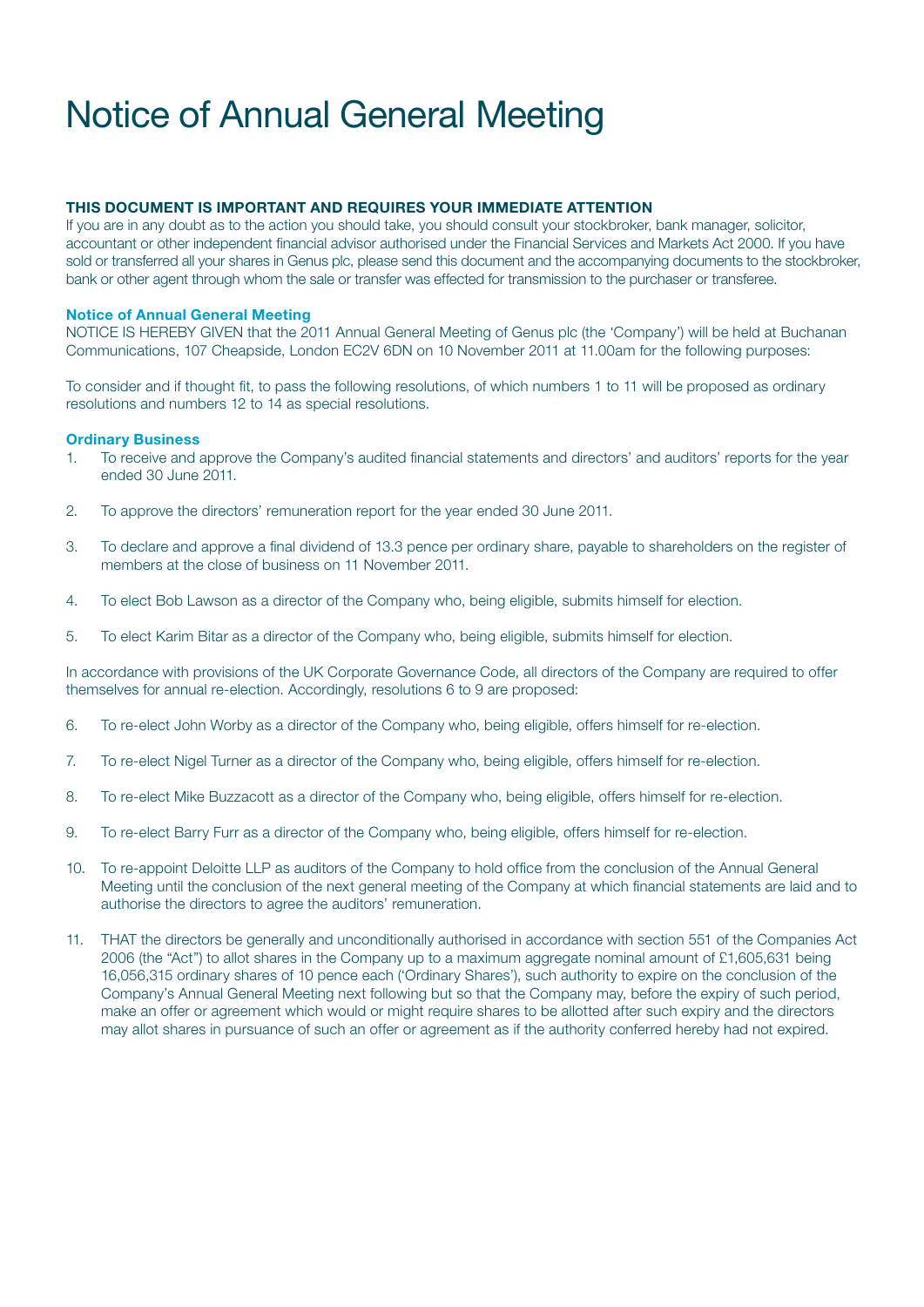# Notice of Annual General Meeting

**THIS DOCUMENT IS IMPORTANT AND REQUIRES YOUR IMMEDIATE ATTENTION**

If you are in any doubt as to the action you should take, you should consult your stockbroker, bank manager, solicitor, accountant or other independent financial advisor authorised under the Financial Services and Markets Act 2000. If you have sold or transferred all your shares in Genus plc, please send this document and the accompanying documents to the stockbroker, bank or other agent through whom the sale or transfer was effected for transmission to the purchaser or transferee.

### Notice of Annual General Meeting

NOTICE IS HEREBY GIVEN that the 2011 Annual General Meeting of Genus plc (the 'Company') will be held at Buchanan Communications, 107 Cheapside, London EC2V 6DN on 10 November 2011 at 11.00am for the following purposes:

To consider and if thought fit, to pass the following resolutions, of which numbers 1 to 11 will be proposed as ordinary resolutions and numbers 12 to 14 as special resolutions.

### Ordinary Business

1. To receive and approve the Company's audited financial statements and directors' and auditors' reports for the year ended 30 June 2011.

2. To approve the directors' remuneration report for the year ended 30 June 2011.

3. To declare and approve a final dividend of 13.3 pence per ordinary share, payable to shareholders on the register of members at the close of business on 11 November 2011.

4. To elect Bob Lawson as a director of the Company who, being eligible, submits himself for election.

5. To elect Karim Bitar as a director of the Company who, being eligible, submits himself for election.

In accordance with provisions of the UK Corporate Governance Code, all directors of the Company are required to offer themselves for annual re-election. Accordingly, resolutions 6 to 9 are proposed:

6. To re-elect John Worby as a director of the Company who, being eligible, offers himself for re-election.

7. To re-elect Nigel Turner as a director of the Company who, being eligible, offers himself for re-election.

8. To re-elect Mike Buzzacott as a director of the Company who, being eligible, offers himself for re-election.

9. To re-elect Barry Furr as a director of the Company who, being eligible, offers himself for re-election.

10. To re-appoint Deloitte LLP as auditors of the Company to hold office from the conclusion of the Annual General Meeting until the conclusion of the next general meeting of the Company at which financial statements are laid and to authorise the directors to agree the auditors' remuneration.

11. THAT the directors be generally and unconditionally authorised in accordance with section 551 of the Companies Act 2006 (the "Act") to allot shares in the Company up to a maximum aggregate nominal amount of £1,605,631 being 16,056,315 ordinary shares of 10 pence each ('Ordinary Shares'), such authority to expire on the conclusion of the Company's Annual General Meeting next following but so that the Company may, before the expiry of such period, make an offer or agreement which would or might require shares to be allotted after such expiry and the directors may allot shares in pursuance of such an offer or agreement as if the authority conferred hereby had not expired.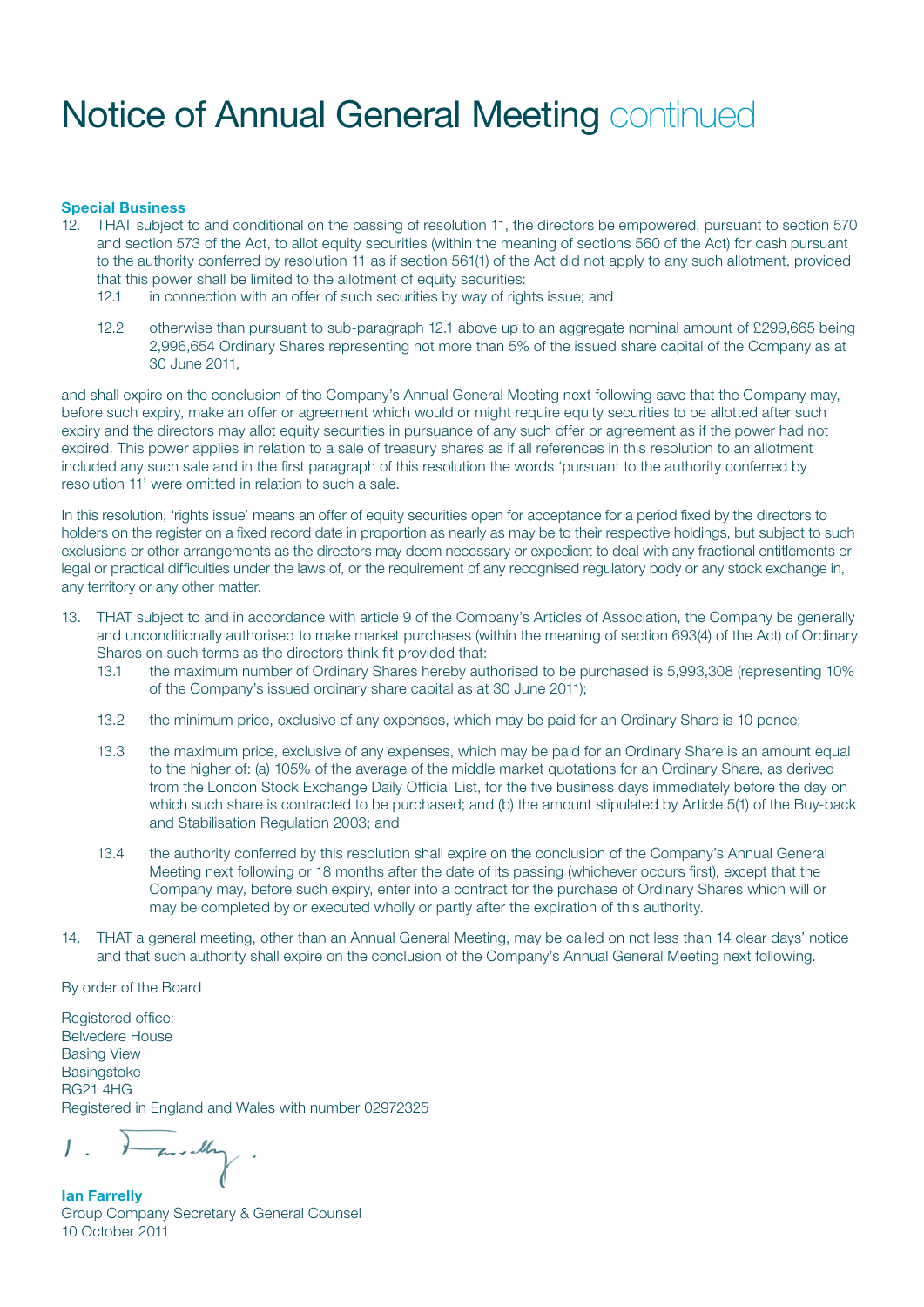# Notice of Annual General Meeting continued

**Special Business**

12. THAT subject to and conditional on the passing of resolution 11, the directors be empowered, pursuant to section 570 and section 573 of the Act, to allot equity securities (within the meaning of sections 560 of the Act) for cash pursuant to the authority conferred by resolution 11 as if section 561(1) of the Act did not apply to any such allotment, provided that this power shall be limited to the allotment of equity securities:
    - 12.1 in connection with an offer of such securities by way of rights issue; and
    - 12.2 otherwise than pursuant to sub-paragraph 12.1 above up to an aggregate nominal amount of £299,665 being 2,996,654 Ordinary Shares representing not more than 5% of the issued share capital of the Company as at 30 June 2011,

and shall expire on the conclusion of the Company's Annual General Meeting next following save that the Company may, before such expiry, make an offer or agreement which would or might require equity securities to be allotted after such expiry and the directors may allot equity securities in pursuance of any such offer or agreement as if the power had not expired. This power applies in relation to a sale of treasury shares as if all references in this resolution to an allotment included any such sale and in the first paragraph of this resolution the words 'pursuant to the authority conferred by resolution 11' were omitted in relation to such a sale.

In this resolution, 'rights issue' means an offer of equity securities open for acceptance for a period fixed by the directors to holders on the register on a fixed record date in proportion as nearly as may be to their respective holdings, but subject to such exclusions or other arrangements as the directors may deem necessary or expedient to deal with any fractional entitlements or legal or practical difficulties under the laws of, or the requirement of any recognised regulatory body or any stock exchange in, any territory or any other matter.

13. THAT subject to and in accordance with article 9 of the Company's Articles of Association, the Company be generally and unconditionally authorised to make market purchases (within the meaning of section 693(4) of the Act) of Ordinary Shares on such terms as the directors think fit provided that:
    - 13.1 the maximum number of Ordinary Shares hereby authorised to be purchased is 5,993,308 (representing 10% of the Company's issued ordinary share capital as at 30 June 2011);
    - 13.2 the minimum price, exclusive of any expenses, which may be paid for an Ordinary Share is 10 pence;
    - 13.3 the maximum price, exclusive of any expenses, which may be paid for an Ordinary Share is an amount equal to the higher of: (a) 105% of the average of the middle market quotations for an Ordinary Share, as derived from the London Stock Exchange Daily Official List, for the five business days immediately before the day on which such share is contracted to be purchased; and (b) the amount stipulated by Article 5(1) of the Buy-back and Stabilisation Regulation 2003; and
    - 13.4 the authority conferred by this resolution shall expire on the conclusion of the Company's Annual General Meeting next following or 18 months after the date of its passing (whichever occurs first), except that the Company may, before such expiry, enter into a contract for the purchase of Ordinary Shares which will or may be completed by or executed wholly or partly after the expiration of this authority.

14. THAT a general meeting, other than an Annual General Meeting, may be called on not less than 14 clear days' notice and that such authority shall expire on the conclusion of the Company's Annual General Meeting next following.

By order of the Board

Registered office:
Belvedere House
Basing View
Basingstoke
RG21 4HG
Registered in England and Wales with number 02972325

**Ian Farrelly**
Group Company Secretary & General Counsel
10 October 2011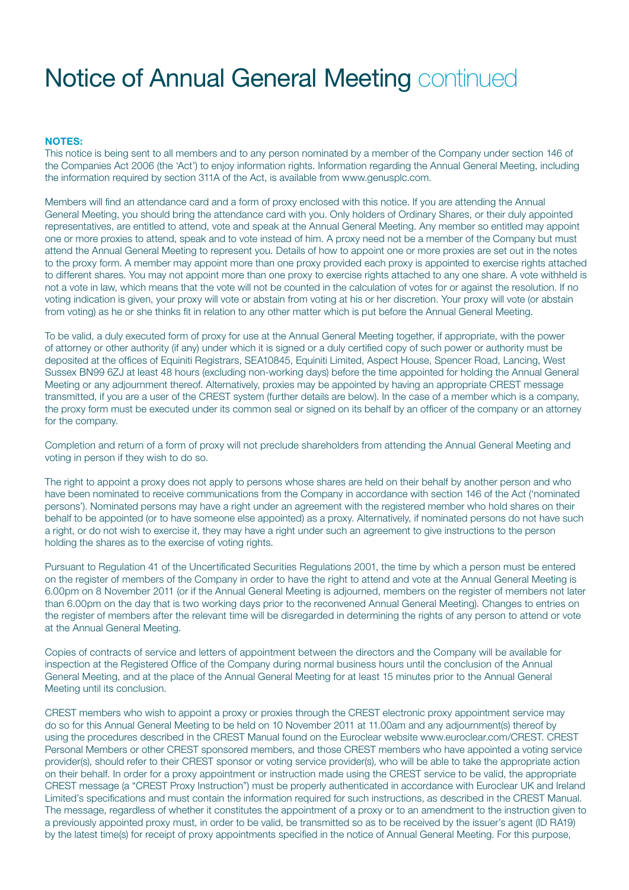# Notice of Annual General Meeting continued

**NOTES:**

This notice is being sent to all members and to any person nominated by a member of the Company under section 146 of the Companies Act 2006 (the 'Act') to enjoy information rights. Information regarding the Annual General Meeting, including the information required by section 311A of the Act, is available from www.genusplc.com.

Members will find an attendance card and a form of proxy enclosed with this notice. If you are attending the Annual General Meeting, you should bring the attendance card with you. Only holders of Ordinary Shares, or their duly appointed representatives, are entitled to attend, vote and speak at the Annual General Meeting. Any member so entitled may appoint one or more proxies to attend, speak and to vote instead of him. A proxy need not be a member of the Company but must attend the Annual General Meeting to represent you. Details of how to appoint one or more proxies are set out in the notes to the proxy form. A member may appoint more than one proxy provided each proxy is appointed to exercise rights attached to different shares. You may not appoint more than one proxy to exercise rights attached to any one share. A vote withheld is not a vote in law, which means that the vote will not be counted in the calculation of votes for or against the resolution. If no voting indication is given, your proxy will vote or abstain from voting at his or her discretion. Your proxy will vote (or abstain from voting) as he or she thinks fit in relation to any other matter which is put before the Annual General Meeting.

To be valid, a duly executed form of proxy for use at the Annual General Meeting together, if appropriate, with the power of attorney or other authority (if any) under which it is signed or a duly certified copy of such power or authority must be deposited at the offices of Equiniti Registrars, SEA10845, Equiniti Limited, Aspect House, Spencer Road, Lancing, West Sussex BN99 6ZJ at least 48 hours (excluding non-working days) before the time appointed for holding the Annual General Meeting or any adjournment thereof. Alternatively, proxies may be appointed by having an appropriate CREST message transmitted, if you are a user of the CREST system (further details are below). In the case of a member which is a company, the proxy form must be executed under its common seal or signed on its behalf by an officer of the company or an attorney for the company.

Completion and return of a form of proxy will not preclude shareholders from attending the Annual General Meeting and voting in person if they wish to do so.

The right to appoint a proxy does not apply to persons whose shares are held on their behalf by another person and who have been nominated to receive communications from the Company in accordance with section 146 of the Act ('nominated persons'). Nominated persons may have a right under an agreement with the registered member who hold shares on their behalf to be appointed (or to have someone else appointed) as a proxy. Alternatively, if nominated persons do not have such a right, or do not wish to exercise it, they may have a right under such an agreement to give instructions to the person holding the shares as to the exercise of voting rights.

Pursuant to Regulation 41 of the Uncertificated Securities Regulations 2001, the time by which a person must be entered on the register of members of the Company in order to have the right to attend and vote at the Annual General Meeting is 6.00pm on 8 November 2011 (or if the Annual General Meeting is adjourned, members on the register of members not later than 6.00pm on the day that is two working days prior to the reconvened Annual General Meeting). Changes to entries on the register of members after the relevant time will be disregarded in determining the rights of any person to attend or vote at the Annual General Meeting.

Copies of contracts of service and letters of appointment between the directors and the Company will be available for inspection at the Registered Office of the Company during normal business hours until the conclusion of the Annual General Meeting, and at the place of the Annual General Meeting for at least 15 minutes prior to the Annual General Meeting until its conclusion.

CREST members who wish to appoint a proxy or proxies through the CREST electronic proxy appointment service may do so for this Annual General Meeting to be held on 10 November 2011 at 11.00am and any adjournment(s) thereof by using the procedures described in the CREST Manual found on the Euroclear website www.euroclear.com/CREST. CREST Personal Members or other CREST sponsored members, and those CREST members who have appointed a voting service provider(s), should refer to their CREST sponsor or voting service provider(s), who will be able to take the appropriate action on their behalf. In order for a proxy appointment or instruction made using the CREST service to be valid, the appropriate CREST message (a "CREST Proxy Instruction") must be properly authenticated in accordance with Euroclear UK and Ireland Limited's specifications and must contain the information required for such instructions, as described in the CREST Manual. The message, regardless of whether it constitutes the appointment of a proxy or to an amendment to the instruction given to a previously appointed proxy must, in order to be valid, be transmitted so as to be received by the issuer's agent (ID RA19) by the latest time(s) for receipt of proxy appointments specified in the notice of Annual General Meeting. For this purpose,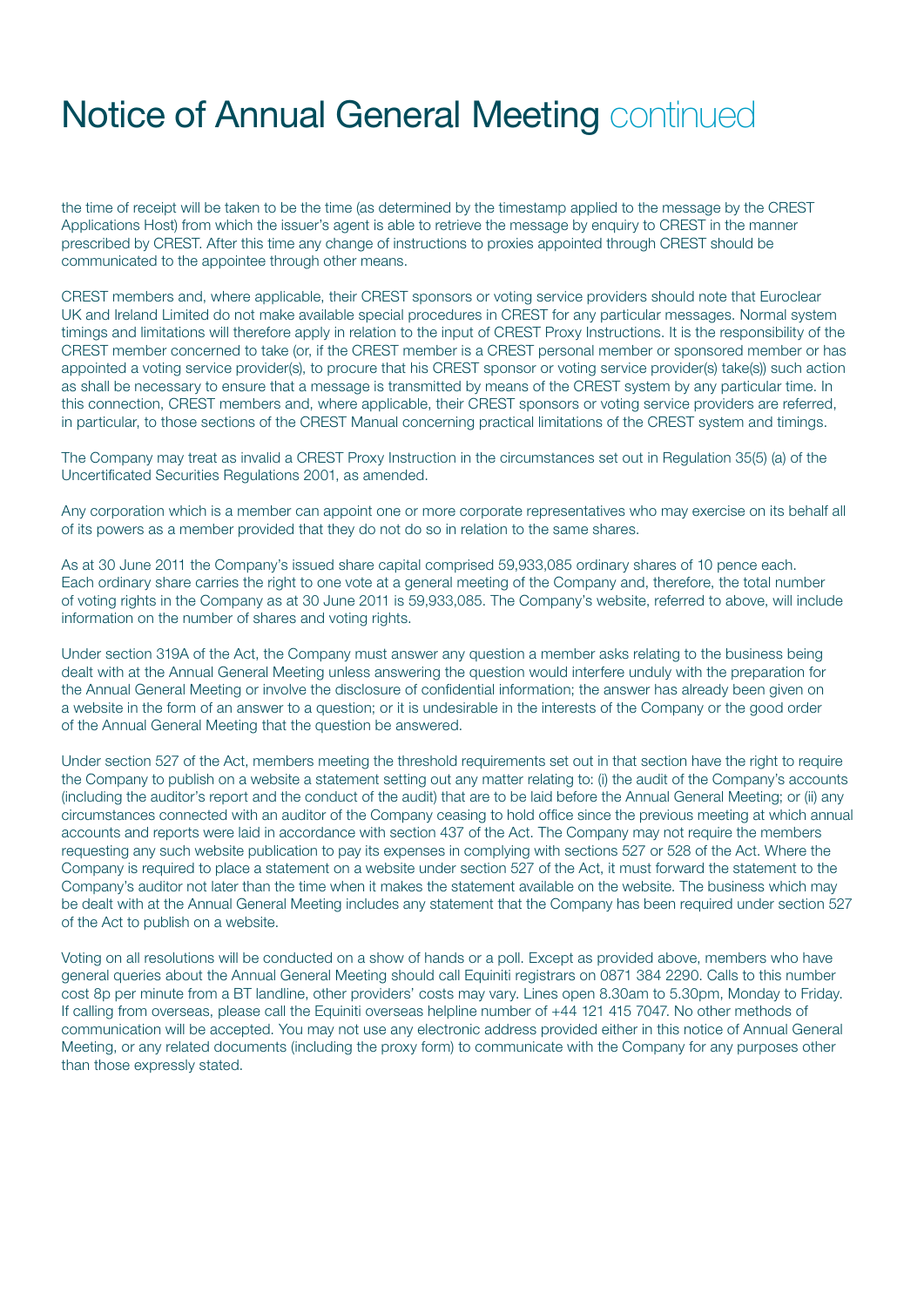# Notice of Annual General Meeting continued

the time of receipt will be taken to be the time (as determined by the timestamp applied to the message by the CREST Applications Host) from which the issuer's agent is able to retrieve the message by enquiry to CREST in the manner prescribed by CREST. After this time any change of instructions to proxies appointed through CREST should be communicated to the appointee through other means.

CREST members and, where applicable, their CREST sponsors or voting service providers should note that Euroclear UK and Ireland Limited do not make available special procedures in CREST for any particular messages. Normal system timings and limitations will therefore apply in relation to the input of CREST Proxy Instructions. It is the responsibility of the CREST member concerned to take (or, if the CREST member is a CREST personal member or sponsored member or has appointed a voting service provider(s), to procure that his CREST sponsor or voting service provider(s) take(s)) such action as shall be necessary to ensure that a message is transmitted by means of the CREST system by any particular time. In this connection, CREST members and, where applicable, their CREST sponsors or voting service providers are referred, in particular, to those sections of the CREST Manual concerning practical limitations of the CREST system and timings.

The Company may treat as invalid a CREST Proxy Instruction in the circumstances set out in Regulation 35(5) (a) of the Uncertificated Securities Regulations 2001, as amended.

Any corporation which is a member can appoint one or more corporate representatives who may exercise on its behalf all of its powers as a member provided that they do not do so in relation to the same shares.

As at 30 June 2011 the Company's issued share capital comprised 59,933,085 ordinary shares of 10 pence each. Each ordinary share carries the right to one vote at a general meeting of the Company and, therefore, the total number of voting rights in the Company as at 30 June 2011 is 59,933,085. The Company's website, referred to above, will include information on the number of shares and voting rights.

Under section 319A of the Act, the Company must answer any question a member asks relating to the business being dealt with at the Annual General Meeting unless answering the question would interfere unduly with the preparation for the Annual General Meeting or involve the disclosure of confidential information; the answer has already been given on a website in the form of an answer to a question; or it is undesirable in the interests of the Company or the good order of the Annual General Meeting that the question be answered.

Under section 527 of the Act, members meeting the threshold requirements set out in that section have the right to require the Company to publish on a website a statement setting out any matter relating to: (i) the audit of the Company's accounts (including the auditor's report and the conduct of the audit) that are to be laid before the Annual General Meeting; or (ii) any circumstances connected with an auditor of the Company ceasing to hold office since the previous meeting at which annual accounts and reports were laid in accordance with section 437 of the Act. The Company may not require the members requesting any such website publication to pay its expenses in complying with sections 527 or 528 of the Act. Where the Company is required to place a statement on a website under section 527 of the Act, it must forward the statement to the Company's auditor not later than the time when it makes the statement available on the website. The business which may be dealt with at the Annual General Meeting includes any statement that the Company has been required under section 527 of the Act to publish on a website.

Voting on all resolutions will be conducted on a show of hands or a poll. Except as provided above, members who have general queries about the Annual General Meeting should call Equiniti registrars on 0871 384 2290. Calls to this number cost 8p per minute from a BT landline, other providers' costs may vary. Lines open 8.30am to 5.30pm, Monday to Friday. If calling from overseas, please call the Equiniti overseas helpline number of +44 121 415 7047. No other methods of communication will be accepted. You may not use any electronic address provided either in this notice of Annual General Meeting, or any related documents (including the proxy form) to communicate with the Company for any purposes other than those expressly stated.